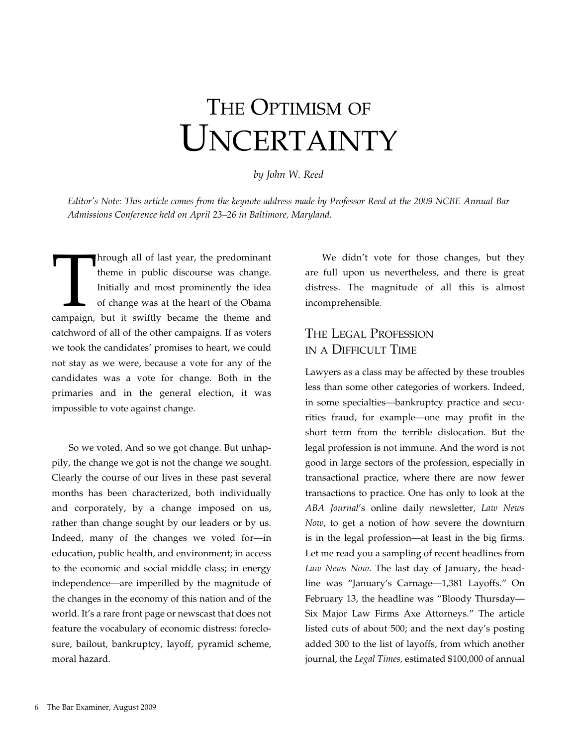# The Optimism of Uncertainty

*by John W. Reed*

*Editor's Note: This article comes from the keynote address made by Professor Reed at the 2009 NCBE Annual Bar Admissions Conference held on April 23–26 in Baltimore, Maryland.*

Through all of last year, the predominant theme in public discourse was change. Initially and most prominently the idea of change was at the heart of the Obama campaign, but it swiftly became the theme and catchword of all of the other campaigns. If as voters we took the candidates' promises to heart, we could not stay as we were, because a vote for any of the candidates was a vote for change. Both in the primaries and in the general election, it was impossible to vote against change.

So we voted. And so we got change. But unhappily, the change we got is not the change we sought. Clearly the course of our lives in these past several months has been characterized, both individually and corporately, by a change imposed on us, rather than change sought by our leaders or by us. Indeed, many of the changes we voted for—in education, public health, and environment; in access to the economic and social middle class; in energy independence—are imperilled by the magnitude of the changes in the economy of this nation and of the world. It's a rare front page or newscast that does not feature the vocabulary of economic distress: foreclosure, bailout, bankruptcy, layoff, pyramid scheme, moral hazard.

We didn't vote for those changes, but they are full upon us nevertheless, and there is great distress. The magnitude of all this is almost incomprehensible.

## The Legal Profession in a Difficult Time

Lawyers as a class may be affected by these troubles less than some other categories of workers. Indeed, in some specialties—bankruptcy practice and securities fraud, for example—one may profit in the short term from the terrible dislocation. But the legal profession is not immune. And the word is not good in large sectors of the profession, especially in transactional practice, where there are now fewer transactions to practice. One has only to look at the *ABA Journal*'s online daily newsletter, *Law News Now*, to get a notion of how severe the downturn is in the legal profession—at least in the big firms. Let me read you a sampling of recent headlines from *Law News Now*. The last day of January, the headline was "January's Carnage—1,381 Layoffs." On February 13, the headline was "Bloody Thursday—Six Major Law Firms Axe Attorneys." The article listed cuts of about 500; and the next day's posting added 300 to the list of layoffs, from which another journal, the *Legal Times*, estimated $100,000 of annual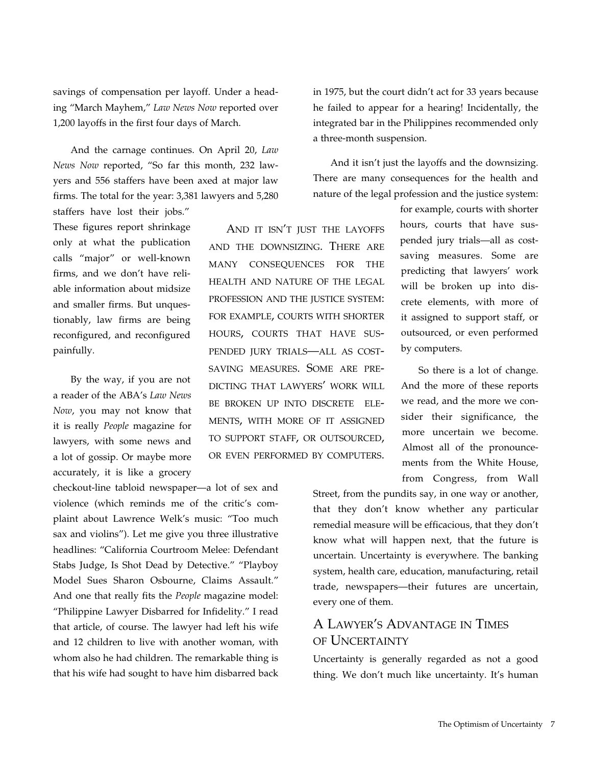savings of compensation per layoff. Under a heading "March Mayhem," *Law News Now* reported over 1,200 layoffs in the first four days of March.

And the carnage continues. On April 20, *Law News Now* reported, "So far this month, 232 lawyers and 556 staffers have been axed at major law firms. The total for the year: 3,381 lawyers and 5,280 staffers have lost their jobs." These figures report shrinkage only at what the publication calls "major" or well-known firms, and we don't have reliable information about midsize and smaller firms. But unquestionably, law firms are being reconfigured, and reconfigured painfully.

By the way, if you are not a reader of the ABA's *Law News Now*, you may not know that it is really *People* magazine for lawyers, with some news and a lot of gossip. Or maybe more accurately, it is like a grocery checkout-line tabloid newspaper—a lot of sex and violence (which reminds me of the critic's complaint about Lawrence Welk's music: "Too much sax and violins"). Let me give you three illustrative headlines: "California Courtroom Melee: Defendant Stabs Judge, Is Shot Dead by Detective." "Playboy Model Sues Sharon Osbourne, Claims Assault." And one that really fits the *People* magazine model: "Philippine Lawyer Disbarred for Infidelity." I read that article, of course. The lawyer had left his wife and 12 children to live with another woman, with whom also he had children. The remarkable thing is that his wife had sought to have him disbarred back in 1975, but the court didn't act for 33 years because he failed to appear for a hearing! Incidentally, the integrated bar in the Philippines recommended only a three-month suspension.

And it isn't just the layoffs and the downsizing. There are many consequences for the health and nature of the legal profession and the justice system: for example, courts with shorter hours, courts that have suspended jury trials—all as cost-saving measures. Some are predicting that lawyers' work will be broken up into discrete elements, with more of it assigned to support staff, or outsourced, or even performed by computers.

> AND IT ISN'T JUST THE LAYOFFS AND THE DOWNSIZING. THERE ARE MANY CONSEQUENCES FOR THE HEALTH AND NATURE OF THE LEGAL PROFESSION AND THE JUSTICE SYSTEM: FOR EXAMPLE, COURTS WITH SHORTER HOURS, COURTS THAT HAVE SUSPENDED JURY TRIALS—ALL AS COST-SAVING MEASURES. SOME ARE PREDICTING THAT LAWYERS' WORK WILL BE BROKEN UP INTO DISCRETE ELEMENTS, WITH MORE OF IT ASSIGNED TO SUPPORT STAFF, OR OUTSOURCED, OR EVEN PERFORMED BY COMPUTERS.

So there is a lot of change. And the more of these reports we read, and the more we consider their significance, the more uncertain we become. Almost all of the pronouncements from the White House, from Congress, from Wall Street, from the pundits say, in one way or another, that they don't know whether any particular remedial measure will be efficacious, that they don't know what will happen next, that the future is uncertain. Uncertainty is everywhere. The banking system, health care, education, manufacturing, retail trade, newspapers—their futures are uncertain, every one of them.

## A Lawyer's Advantage in Times of Uncertainty

Uncertainty is generally regarded as not a good thing. We don't much like uncertainty. It's human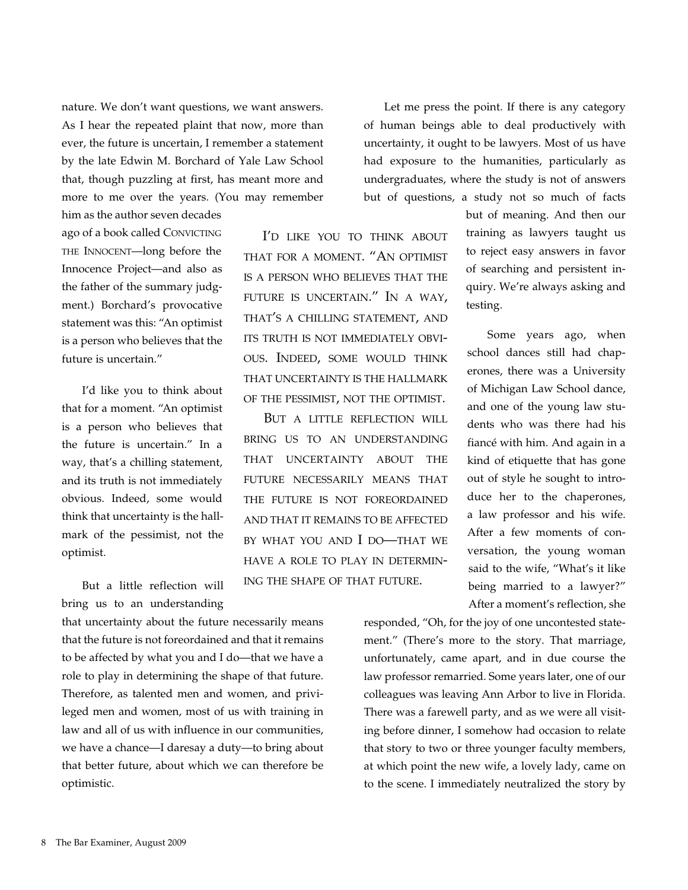nature. We don't want questions, we want answers. As I hear the repeated plaint that now, more than ever, the future is uncertain, I remember a statement by the late Edwin M. Borchard of Yale Law School that, though puzzling at first, has meant more and more to me over the years. (You may remember him as the author seven decades ago of a book called CONVICTING THE INNOCENT—long before the Innocence Project—and also as the father of the summary judgment.) Borchard's provocative statement was this: "An optimist is a person who believes that the future is uncertain."

I'd like you to think about that for a moment. "An optimist is a person who believes that the future is uncertain." In a way, that's a chilling statement, and its truth is not immediately obvious. Indeed, some would think that uncertainty is the hallmark of the pessimist, not the optimist.

But a little reflection will bring us to an understanding that uncertainty about the future necessarily means that the future is not foreordained and that it remains to be affected by what you and I do—that we have a role to play in determining the shape of that future. Therefore, as talented men and women, and privileged men and women, most of us with training in law and all of us with influence in our communities, we have a chance—I daresay a duty—to bring about that better future, about which we can therefore be optimistic.

> I'D LIKE YOU TO THINK ABOUT THAT FOR A MOMENT. "AN OPTIMIST IS A PERSON WHO BELIEVES THAT THE FUTURE IS UNCERTAIN." IN A WAY, THAT'S A CHILLING STATEMENT, AND ITS TRUTH IS NOT IMMEDIATELY OBVIOUS. INDEED, SOME WOULD THINK THAT UNCERTAINTY IS THE HALLMARK OF THE PESSIMIST, NOT THE OPTIMIST.
>
> BUT A LITTLE REFLECTION WILL BRING US TO AN UNDERSTANDING THAT UNCERTAINTY ABOUT THE FUTURE NECESSARILY MEANS THAT THE FUTURE IS NOT FOREORDAINED AND THAT IT REMAINS TO BE AFFECTED BY WHAT YOU AND I DO—THAT WE HAVE A ROLE TO PLAY IN DETERMINING THE SHAPE OF THAT FUTURE.

Let me press the point. If there is any category of human beings able to deal productively with uncertainty, it ought to be lawyers. Most of us have had exposure to the humanities, particularly as undergraduates, where the study is not of answers but of questions, a study not so much of facts but of meaning. And then our training as lawyers taught us to reject easy answers in favor of searching and persistent inquiry. We're always asking and testing.

Some years ago, when school dances still had chaperones, there was a University of Michigan Law School dance, and one of the young law students who was there had his fiancé with him. And again in a kind of etiquette that has gone out of style he sought to introduce her to the chaperones, a law professor and his wife. After a few moments of conversation, the young woman said to the wife, "What's it like being married to a lawyer?" After a moment's reflection, she responded, "Oh, for the joy of one uncontested statement." (There's more to the story. That marriage, unfortunately, came apart, and in due course the law professor remarried. Some years later, one of our colleagues was leaving Ann Arbor to live in Florida. There was a farewell party, and as we were all visiting before dinner, I somehow had occasion to relate that story to two or three younger faculty members, at which point the new wife, a lovely lady, came on to the scene. I immediately neutralized the story by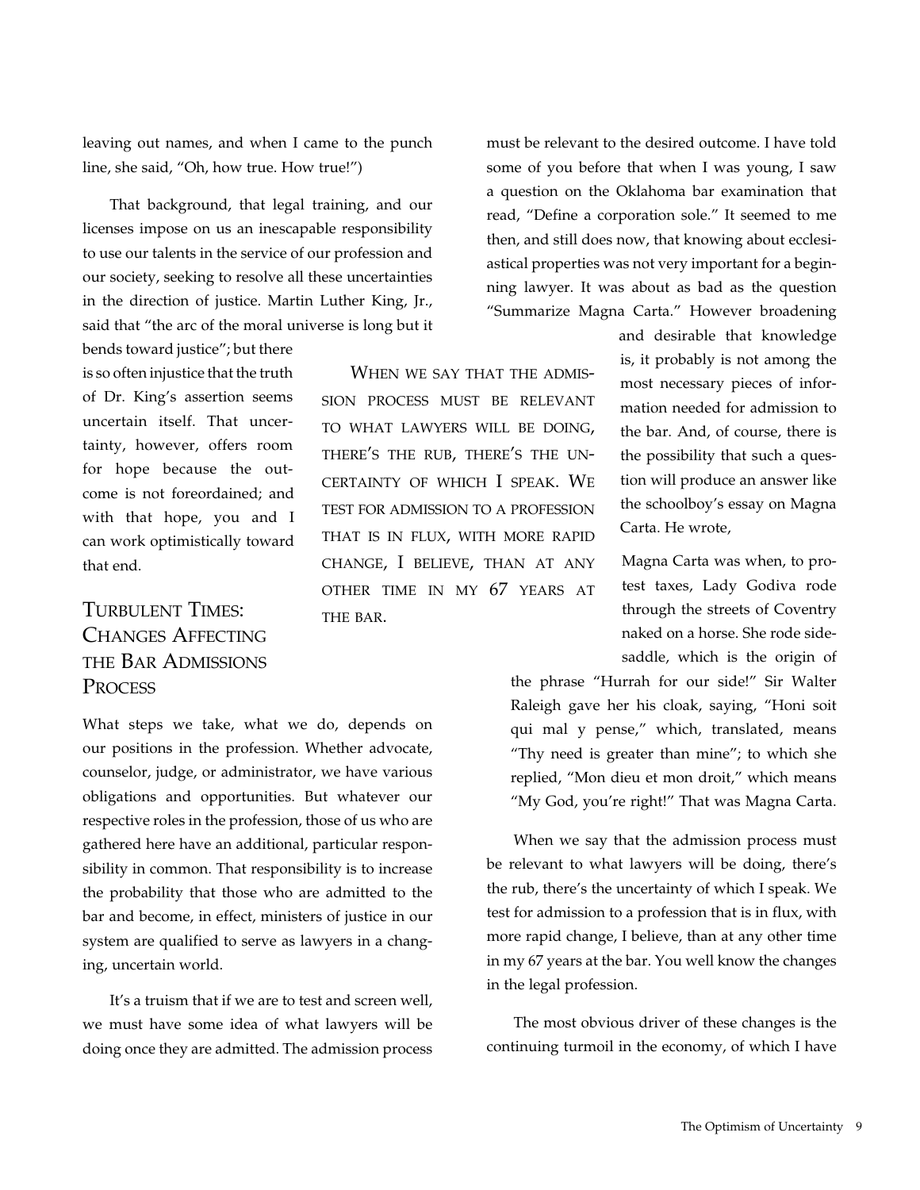leaving out names, and when I came to the punch line, she said, "Oh, how true. How true!")

That background, that legal training, and our licenses impose on us an inescapable responsibility to use our talents in the service of our profession and our society, seeking to resolve all these uncertainties in the direction of justice. Martin Luther King, Jr., said that "the arc of the moral universe is long but it bends toward justice"; but there is so often injustice that the truth of Dr. King's assertion seems uncertain itself. That uncertainty, however, offers room for hope because the outcome is not foreordained; and with that hope, you and I can work optimistically toward that end.

## Turbulent Times: Changes Affecting the Bar Admissions Process

What steps we take, what we do, depends on our positions in the profession. Whether advocate, counselor, judge, or administrator, we have various obligations and opportunities. But whatever our respective roles in the profession, those of us who are gathered here have an additional, particular responsibility in common. That responsibility is to increase the probability that those who are admitted to the bar and become, in effect, ministers of justice in our system are qualified to serve as lawyers in a changing, uncertain world.

It's a truism that if we are to test and screen well, we must have some idea of what lawyers will be doing once they are admitted. The admission process must be relevant to the desired outcome. I have told some of you before that when I was young, I saw a question on the Oklahoma bar examination that read, "Define a corporation sole." It seemed to me then, and still does now, that knowing about ecclesiastical properties was not very important for a beginning lawyer. It was about as bad as the question "Summarize Magna Carta." However broadening and desirable that knowledge is, it probably is not among the most necessary pieces of information needed for admission to the bar. And, of course, there is the possibility that such a question will produce an answer like the schoolboy's essay on Magna Carta. He wrote,

> Magna Carta was when, to protest taxes, Lady Godiva rode through the streets of Coventry naked on a horse. She rode sidesaddle, which is the origin of the phrase "Hurrah for our side!" Sir Walter Raleigh gave her his cloak, saying, "Honi soit qui mal y pense," which, translated, means "Thy need is greater than mine"; to which she replied, "Mon dieu et mon droit," which means "My God, you're right!" That was Magna Carta.

When we say that the admission process must be relevant to what lawyers will be doing, there's the rub, there's the uncertainty of which I speak. We test for admission to a profession that is in flux, with more rapid change, I believe, than at any other time in my 67 years at the bar. You well know the changes in the legal profession.

The most obvious driver of these changes is the continuing turmoil in the economy, of which I have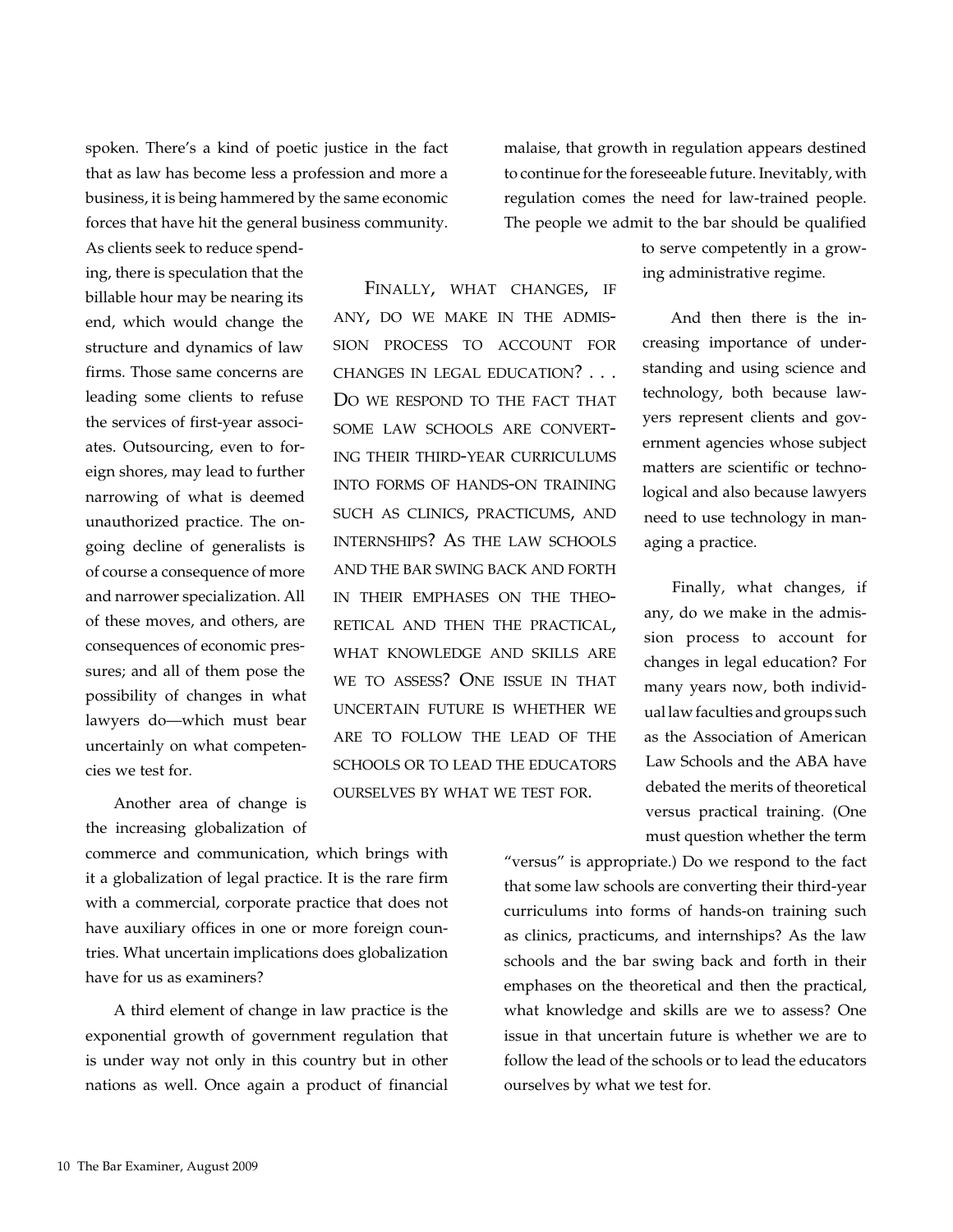spoken. There's a kind of poetic justice in the fact that as law has become less a profession and more a business, it is being hammered by the same economic forces that have hit the general business community. As clients seek to reduce spending, there is speculation that the billable hour may be nearing its end, which would change the structure and dynamics of law firms. Those same concerns are leading some clients to refuse the services of first-year associates. Outsourcing, even to foreign shores, may lead to further narrowing of what is deemed unauthorized practice. The ongoing decline of generalists is of course a consequence of more and narrower specialization. All of these moves, and others, are consequences of economic pressures; and all of them pose the possibility of changes in what lawyers do—which must bear uncertainly on what competencies we test for.

Another area of change is the increasing globalization of commerce and communication, which brings with it a globalization of legal practice. It is the rare firm with a commercial, corporate practice that does not have auxiliary offices in one or more foreign countries. What uncertain implications does globalization have for us as examiners?

A third element of change in law practice is the exponential growth of government regulation that is under way not only in this country but in other nations as well. Once again a product of financial malaise, that growth in regulation appears destined to continue for the foreseeable future. Inevitably, with regulation comes the need for law-trained people. The people we admit to the bar should be qualified to serve competently in a growing administrative regime.

> Finally, what changes, if any, do we make in the admission process to account for changes in legal education? . . . Do we respond to the fact that some law schools are converting their third-year curriculums into forms of hands-on training such as clinics, practicums, and internships? As the law schools and the bar swing back and forth in their emphases on the theoretical and then the practical, what knowledge and skills are we to assess? One issue in that uncertain future is whether we are to follow the lead of the schools or to lead the educators ourselves by what we test for.

And then there is the increasing importance of understanding and using science and technology, both because lawyers represent clients and government agencies whose subject matters are scientific or technological and also because lawyers need to use technology in managing a practice.

Finally, what changes, if any, do we make in the admission process to account for changes in legal education? For many years now, both individual law faculties and groups such as the Association of American Law Schools and the ABA have debated the merits of theoretical versus practical training. (One must question whether the term "versus" is appropriate.) Do we respond to the fact that some law schools are converting their third-year curriculums into forms of hands-on training such as clinics, practicums, and internships? As the law schools and the bar swing back and forth in their emphases on the theoretical and then the practical, what knowledge and skills are we to assess? One issue in that uncertain future is whether we are to follow the lead of the schools or to lead the educators ourselves by what we test for.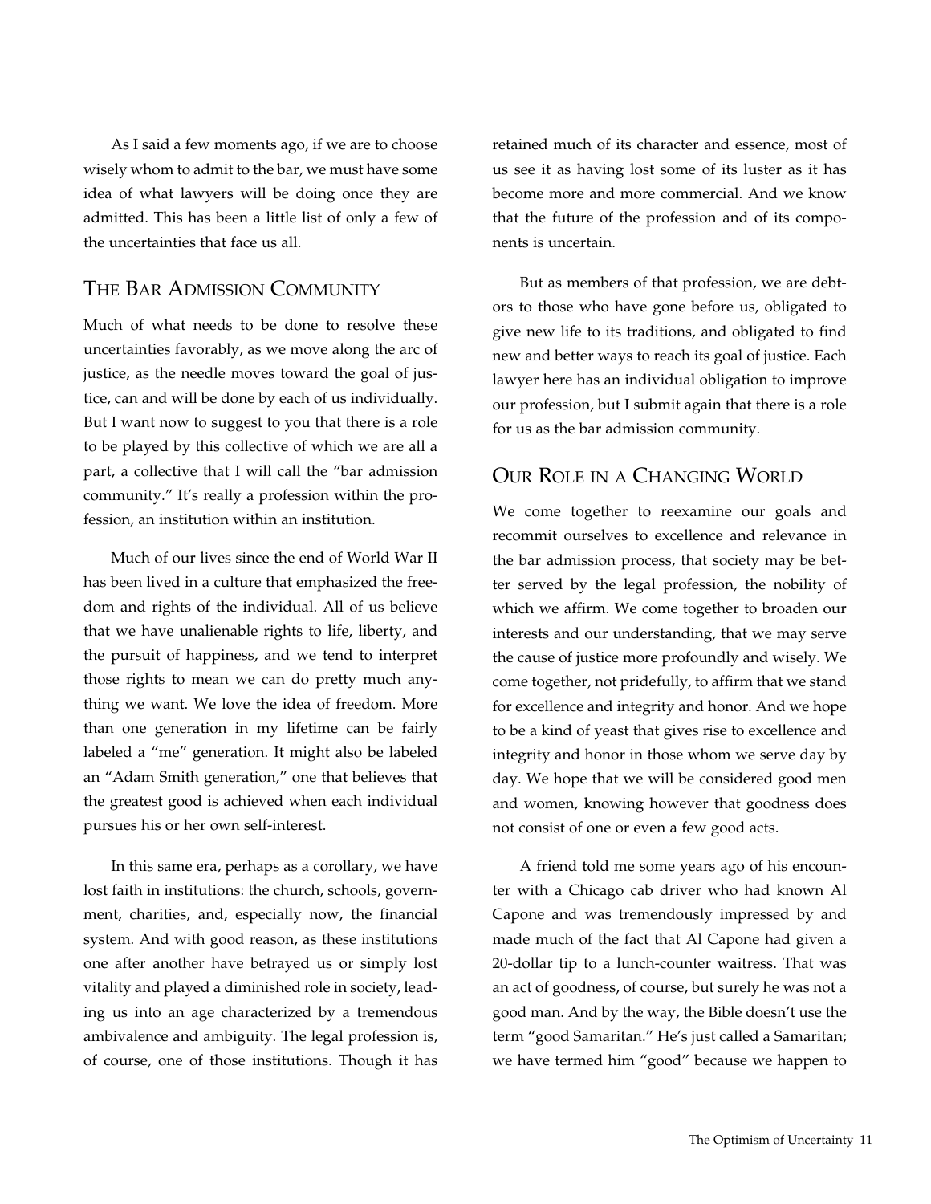As I said a few moments ago, if we are to choose wisely whom to admit to the bar, we must have some idea of what lawyers will be doing once they are admitted. This has been a little list of only a few of the uncertainties that face us all.

## The Bar Admission Community

Much of what needs to be done to resolve these uncertainties favorably, as we move along the arc of justice, as the needle moves toward the goal of justice, can and will be done by each of us individually. But I want now to suggest to you that there is a role to be played by this collective of which we are all a part, a collective that I will call the "bar admission community." It's really a profession within the profession, an institution within an institution.

Much of our lives since the end of World War II has been lived in a culture that emphasized the freedom and rights of the individual. All of us believe that we have unalienable rights to life, liberty, and the pursuit of happiness, and we tend to interpret those rights to mean we can do pretty much anything we want. We love the idea of freedom. More than one generation in my lifetime can be fairly labeled a "me" generation. It might also be labeled an "Adam Smith generation," one that believes that the greatest good is achieved when each individual pursues his or her own self-interest.

In this same era, perhaps as a corollary, we have lost faith in institutions: the church, schools, government, charities, and, especially now, the financial system. And with good reason, as these institutions one after another have betrayed us or simply lost vitality and played a diminished role in society, leading us into an age characterized by a tremendous ambivalence and ambiguity. The legal profession is, of course, one of those institutions. Though it has retained much of its character and essence, most of us see it as having lost some of its luster as it has become more and more commercial. And we know that the future of the profession and of its components is uncertain.

But as members of that profession, we are debtors to those who have gone before us, obligated to give new life to its traditions, and obligated to find new and better ways to reach its goal of justice. Each lawyer here has an individual obligation to improve our profession, but I submit again that there is a role for us as the bar admission community.

## Our Role in a Changing World

We come together to reexamine our goals and recommit ourselves to excellence and relevance in the bar admission process, that society may be better served by the legal profession, the nobility of which we affirm. We come together to broaden our interests and our understanding, that we may serve the cause of justice more profoundly and wisely. We come together, not pridefully, to affirm that we stand for excellence and integrity and honor. And we hope to be a kind of yeast that gives rise to excellence and integrity and honor in those whom we serve day by day. We hope that we will be considered good men and women, knowing however that goodness does not consist of one or even a few good acts.

A friend told me some years ago of his encounter with a Chicago cab driver who had known Al Capone and was tremendously impressed by and made much of the fact that Al Capone had given a 20-dollar tip to a lunch-counter waitress. That was an act of goodness, of course, but surely he was not a good man. And by the way, the Bible doesn't use the term "good Samaritan." He's just called a Samaritan; we have termed him "good" because we happen to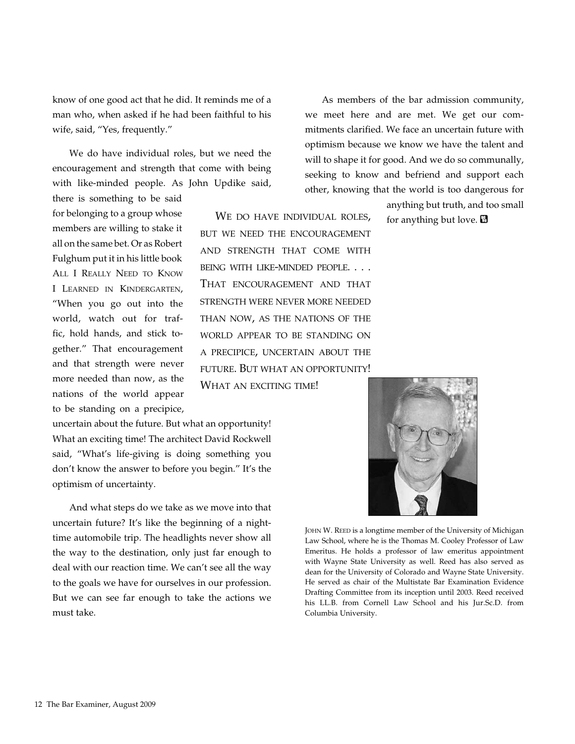know of one good act that he did. It reminds me of a man who, when asked if he had been faithful to his wife, said, "Yes, frequently."

We do have individual roles, but we need the encouragement and strength that come with being with like-minded people. As John Updike said, there is something to be said for belonging to a group whose members are willing to stake it all on the same bet. Or as Robert Fulghum put it in his little book All I Really Need to Know I Learned in Kindergarten, "When you go out into the world, watch out for traffic, hold hands, and stick together." That encouragement and that strength were never more needed than now, as the nations of the world appear to be standing on a precipice, uncertain about the future. But what an opportunity! What an exciting time! The architect David Rockwell said, "What's life-giving is doing something you don't know the answer to before you begin." It's the optimism of uncertainty.

> We do have individual roles, but we need the encouragement and strength that come with being with like-minded people. . . . That encouragement and that strength were never more needed than now, as the nations of the world appear to be standing on a precipice, uncertain about the future. But what an opportunity! What an exciting time!

And what steps do we take as we move into that uncertain future? It's like the beginning of a nighttime automobile trip. The headlights never show all the way to the destination, only just far enough to deal with our reaction time. We can't see all the way to the goals we have for ourselves in our profession. But we can see far enough to take the actions we must take.

As members of the bar admission community, we meet here and are met. We get our commitments clarified. We face an uncertain future with optimism because we know we have the talent and will to shape it for good. And we do so communally, seeking to know and befriend and support each other, knowing that the world is too dangerous for anything but truth, and too small for anything but love.

John W. Reed is a longtime member of the University of Michigan Law School, where he is the Thomas M. Cooley Professor of Law Emeritus. He holds a professor of law emeritus appointment with Wayne State University as well. Reed has also served as dean for the University of Colorado and Wayne State University. He served as chair of the Multistate Bar Examination Evidence Drafting Committee from its inception until 2003. Reed received his LL.B. from Cornell Law School and his Jur.Sc.D. from Columbia University.